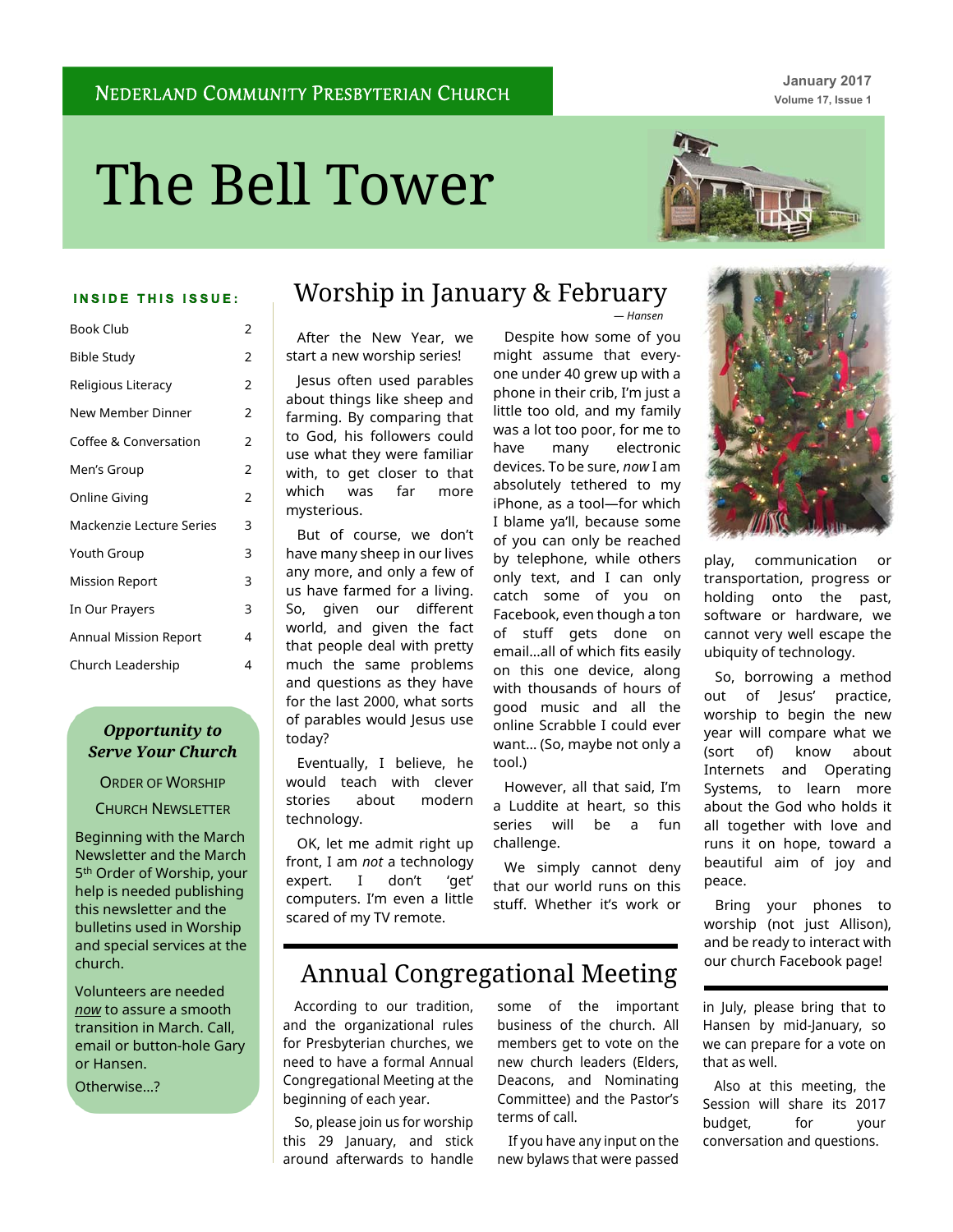NEDERLAND COMMUNITY PRESBYTERIAN CHURCH

January 2017

# The Bell Tower

**INSIDE THIS ISSUE:**

| | |
|---|---|
| Book Club | 2 |
| Bible Study | 2 |
| Religious Literacy | 2 |
| New Member Dinner | 2 |
| Coffee & Conversation | 2 |
| Men's Group | 2 |
| Online Giving | 2 |
| Mackenzie Lecture Series | 3 |
| Youth Group | 3 |
| Mission Report | 3 |
| In Our Prayers | 3 |
| Annual Mission Report | 4 |
| Church Leadership | 4 |

***Opportunity to Serve Your Church***

ORDER OF WORSHIP

CHURCH NEWSLETTER

Beginning with the March Newsletter and the March 5th Order of Worship, your help is needed publishing this newsletter and the bulletins used in Worship and special services at the church.

Volunteers are needed ***now*** to assure a smooth transition in March. Call, email or button-hole Gary or Hansen.

Otherwise...?

## Worship in January & February

*— Hansen*

After the New Year, we start a new worship series!

Jesus often used parables about things like sheep and farming. By comparing that to God, his followers could use what they were familiar with, to get closer to that which was far more mysterious.

But of course, we don't have many sheep in our lives any more, and only a few of us have farmed for a living. So, given our different world, and given the fact that people deal with pretty much the same problems and questions as they have for the last 2000, what sorts of parables would Jesus use today?

Eventually, I believe, he would teach with clever stories about modern technology.

OK, let me admit right up front, I am *not* a technology expert. I don't 'get' computers. I'm even a little scared of my TV remote.

Despite how some of you might assume that every-one under 40 grew up with a phone in their crib, I'm just a little too old, and my family was a lot too poor, for me to have many electronic devices. To be sure, *now* I am absolutely tethered to my iPhone, as a tool—for which I blame ya'll, because some of you can only be reached by telephone, while others only text, and I can only catch some of you on Facebook, even though a ton of stuff gets done on email...all of which fits easily on this one device, along with thousands of hours of good music and all the online Scrabble I could ever want... (So, maybe not only a tool.)

However, all that said, I'm a Luddite at heart, so this series will be a fun challenge.

We simply cannot deny that our world runs on this stuff. Whether it's work or play, communication or transportation, progress or holding onto the past, software or hardware, we cannot very well escape the ubiquity of technology.

So, borrowing a method out of Jesus' practice, worship to begin the new year will compare what we (sort of) know about Internets and Operating Systems, to learn more about the God who holds it all together with love and runs it on hope, toward a beautiful aim of joy and peace.

Bring your phones to worship (not just Allison), and be ready to interact with our church Facebook page!

## Annual Congregational Meeting

According to our tradition, and the organizational rules for Presbyterian churches, we need to have a formal Annual Congregational Meeting at the beginning of each year.

So, please join us for worship this 29 January, and stick around afterwards to handle some of the important business of the church. All members get to vote on the new church leaders (Elders, Deacons, and Nominating Committee) and the Pastor's terms of call.

If you have any input on the new bylaws that were passed in July, please bring that to Hansen by mid-January, so we can prepare for a vote on that as well.

Also at this meeting, the Session will share its 2017 budget, for your conversation and questions.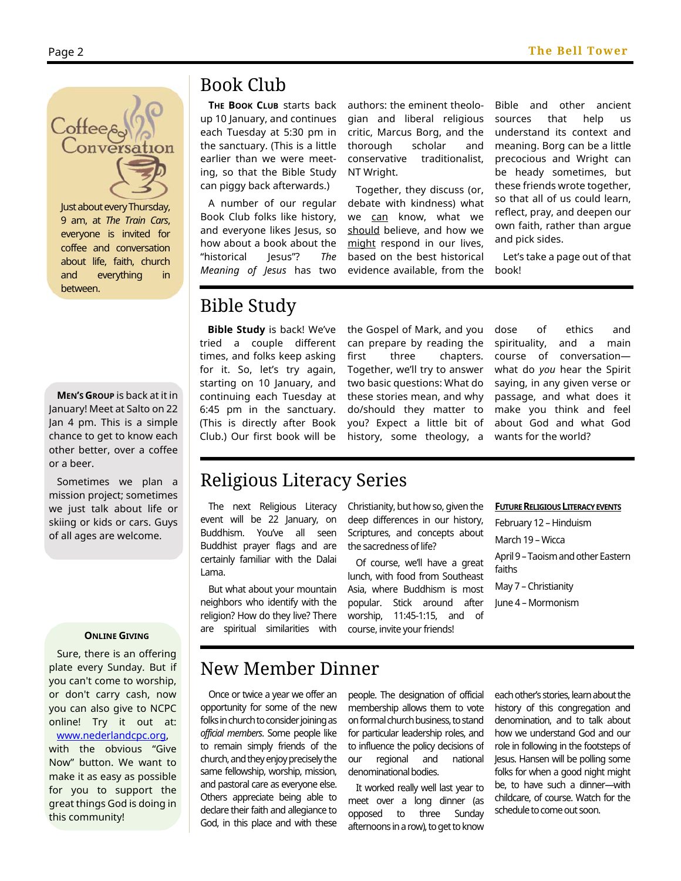Coffee & Conversation

Just about every Thursday, 9 am, at *The Train Cars*, everyone is invited for coffee and conversation about life, faith, church and everything in between.

**Men's Group** is back at it in January! Meet at Salto on 22 Jan 4 pm. This is a simple chance to get to know each other better, over a coffee or a beer.

Sometimes we plan a mission project; sometimes we just talk about life or skiing or kids or cars. Guys of all ages are welcome.

**Online Giving**

Sure, there is an offering plate every Sunday. But if you can't come to worship, or don't carry cash, now you can also give to NCPC online! Try it out at: www.nederlandcpc.org, with the obvious "Give Now" button. We want to make it as easy as possible for you to support the great things God is doing in this community!

# Book Club

**The Book Club** starts back up 10 January, and continues each Tuesday at 5:30 pm in the sanctuary. (This is a little earlier than we were meeting, so that the Bible Study can piggy back afterwards.)

A number of our regular Book Club folks like history, and everyone likes Jesus, so how about a book about the "historical Jesus"? *The Meaning of Jesus* has two authors: the eminent theologian and liberal religious critic, Marcus Borg, and the thorough scholar and conservative traditionalist, NT Wright.

Together, they discuss (or, debate with kindness) what we can know, what we should believe, and how we might respond in our lives, based on the best historical evidence available, from the Bible and other ancient sources that help us understand its context and meaning. Borg can be a little precocious and Wright can be heady sometimes, but these friends wrote together, so that all of us could learn, reflect, pray, and deepen our own faith, rather than argue and pick sides.

Let's take a page out of that book!

# Bible Study

**Bible Study** is back! We've tried a couple different times, and folks keep asking for it. So, let's try again, starting on 10 January, and continuing each Tuesday at 6:45 pm in the sanctuary. (This is directly after Book Club.) Our first book will be the Gospel of Mark, and you can prepare by reading the first three chapters. Together, we'll try to answer two basic questions: What do these stories mean, and why do/should they matter to you? Expect a little bit of history, some theology, a dose of ethics and spirituality, and a main course of conversation—what do *you* hear the Spirit saying, in any given verse or passage, and what does it make you think and feel about God and what God wants for the world?

# Religious Literacy Series

The next Religious Literacy event will be 22 January, on Buddhism. You've all seen Buddhist prayer flags and are certainly familiar with the Dalai Lama.

But what about your mountain neighbors who identify with the religion? How do they live? There are spiritual similarities with Christianity, but how so, given the deep differences in our history, Scriptures, and concepts about the sacredness of life?

Of course, we'll have a great lunch, with food from Southeast Asia, where Buddhism is most popular. Stick around after worship, 11:45-1:15, and of course, invite your friends!

**Future Religious Literacy Events**

February 12 – Hinduism

March 19 – Wicca

April 9 – Taoism and other Eastern faiths

May 7 – Christianity

June 4 – Mormonism

# New Member Dinner

Once or twice a year we offer an opportunity for some of the new folks in church to consider joining as *official members*. Some people like to remain simply friends of the church, and they enjoy precisely the same fellowship, worship, mission, and pastoral care as everyone else. Others appreciate being able to declare their faith and allegiance to God, in this place and with these people. The designation of official membership allows them to vote on formal church business, to stand for particular leadership roles, and to influence the policy decisions of our regional and national denominational bodies.

It worked really well last year to meet over a long dinner (as opposed to three Sunday afternoons in a row), to get to know each other's stories, learn about the history of this congregation and denomination, and to talk about how we understand God and our role in following in the footsteps of Jesus. Hansen will be polling some folks for when a good night might be, to have such a dinner—with childcare, of course. Watch for the schedule to come out soon.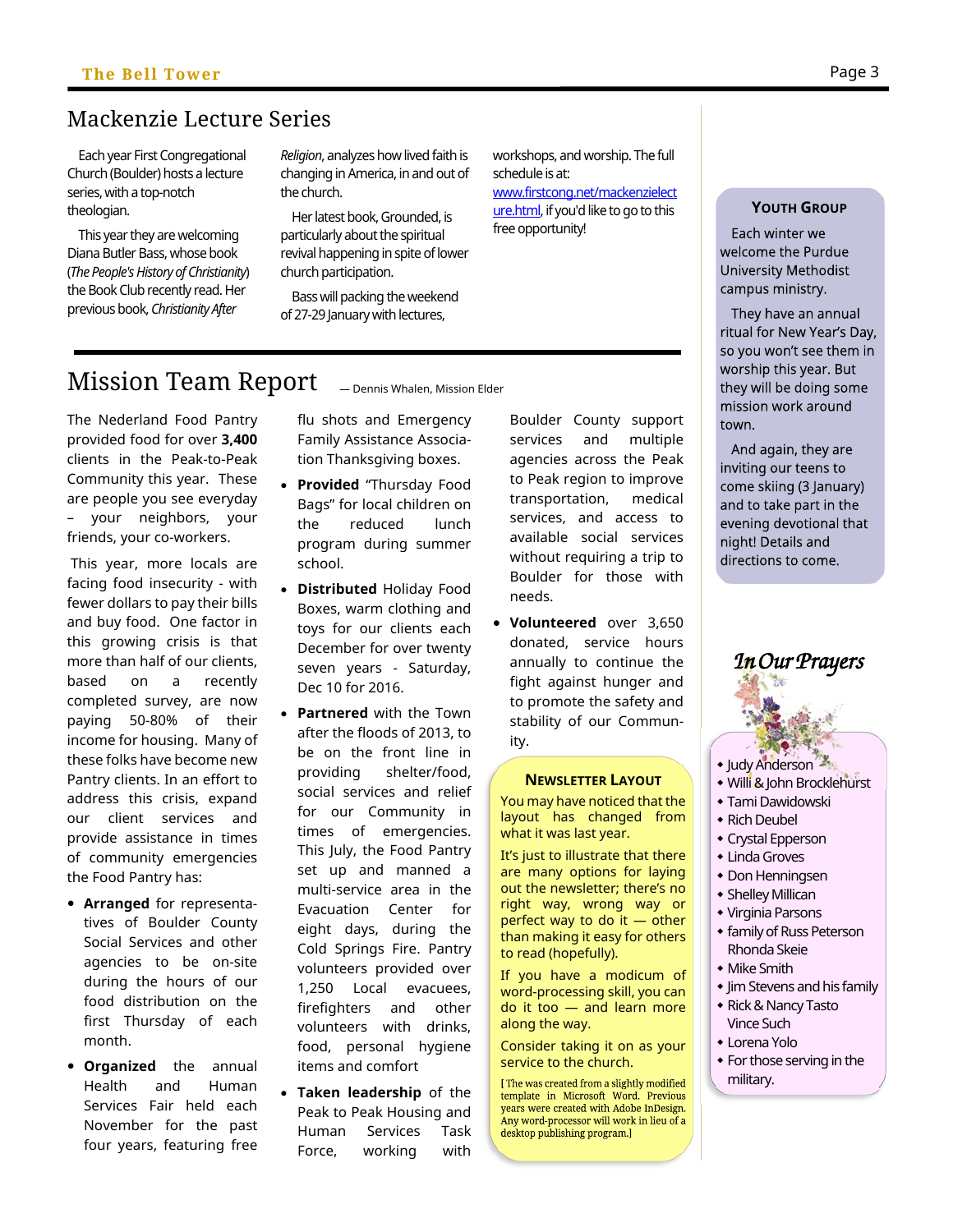## Mackenzie Lecture Series

Each year First Congregational Church (Boulder) hosts a lecture series, with a top-notch theologian.

This year they are welcoming Diana Butler Bass, whose book (*The People's History of Christianity*) the Book Club recently read. Her previous book, *Christianity After Religion*, analyzes how lived faith is changing in America, in and out of the church.

Her latest book, Grounded, is particularly about the spiritual revival happening in spite of lower church participation.

Bass will packing the weekend of 27-29 January with lectures, workshops, and worship. The full schedule is at: [www.firstcong.net/mackenzielecture.html](www.firstcong.net/mackenzielecture.html), if you'd like to go to this free opportunity!

## Mission Team Report

— Dennis Whalen, Mission Elder

The Nederland Food Pantry provided food for over **3,400** clients in the Peak-to-Peak Community this year. These are people you see everyday – your neighbors, your friends, your co-workers.

This year, more locals are facing food insecurity - with fewer dollars to pay their bills and buy food. One factor in this growing crisis is that more than half of our clients, based on a recently completed survey, are now paying 50-80% of their income for housing. Many of these folks have become new Pantry clients. In an effort to address this crisis, expand our client services and provide assistance in times of community emergencies the Food Pantry has:

- **Arranged** for representatives of Boulder County Social Services and other agencies to be on-site during the hours of our food distribution on the first Thursday of each month.
- **Organized** the annual Health and Human Services Fair held each November for the past four years, featuring free flu shots and Emergency Family Assistance Association Thanksgiving boxes.
- **Provided** "Thursday Food Bags" for local children on the reduced lunch program during summer school.
- **Distributed** Holiday Food Boxes, warm clothing and toys for our clients each December for over twenty seven years - Saturday, Dec 10 for 2016.
- **Partnered** with the Town after the floods of 2013, to be on the front line in providing shelter/food, social services and relief for our Community in times of emergencies. This July, the Food Pantry set up and manned a multi-service area in the Evacuation Center for eight days, during the Cold Springs Fire. Pantry volunteers provided over 1,250 Local evacuees, firefighters and other volunteers with drinks, food, personal hygiene items and comfort
- **Taken leadership** of the Peak to Peak Housing and Human Services Task Force, working with Boulder County support services and multiple agencies across the Peak to Peak region to improve transportation, medical services, and access to available social services without requiring a trip to Boulder for those with needs.
- **Volunteered** over 3,650 donated, service hours annually to continue the fight against hunger and to promote the safety and stability of our Community.

### Newsletter Layout

You may have noticed that the layout has changed from what it was last year.

It's just to illustrate that there are many options for laying out the newsletter; there's no right way, wrong way or perfect way to do it — other than making it easy for others to read (hopefully).

If you have a modicum of word-processing skill, you can do it too — and learn more along the way.

Consider taking it on as your service to the church.

[The was created from a slightly modified template in Microsoft Word. Previous years were created with Adobe InDesign. Any word-processor will work in lieu of a desktop publishing program.]

### Youth Group

Each winter we welcome the Purdue University Methodist campus ministry.

They have an annual ritual for New Year's Day, so you won't see them in worship this year. But they will be doing some mission work around town.

And again, they are inviting our teens to come skiing (3 January) and to take part in the evening devotional that night! Details and directions to come.

### In Our Prayers

- Judy Anderson
- Willi & John Brocklehurst
- Tami Dawidowski
- Rich Deubel
- Crystal Epperson
- Linda Groves
- Don Henningsen
- Shelley Millican
- Virginia Parsons
- family of Russ Peterson Rhonda Skeie
- Mike Smith
- Jim Stevens and his family
- Rick & Nancy Tasto Vince Such
- Lorena Yolo
- For those serving in the military.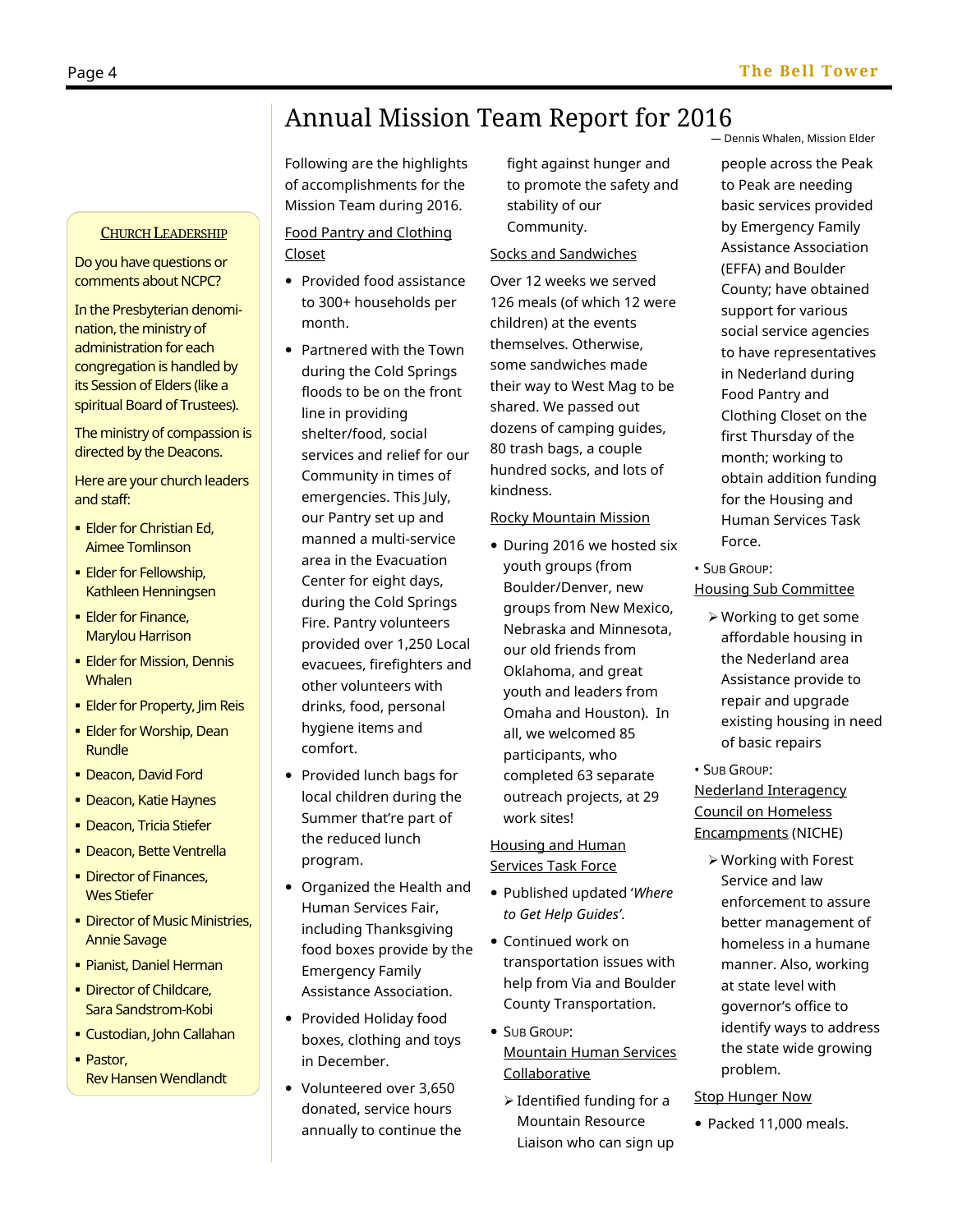# Annual Mission Team Report for 2016

— Dennis Whalen, Mission Elder

Following are the highlights of accomplishments for the Mission Team during 2016.

Food Pantry and Clothing Closet

- Provided food assistance to 300+ households per month.
- Partnered with the Town during the Cold Springs floods to be on the front line in providing shelter/food, social services and relief for our Community in times of emergencies. This July, our Pantry set up and manned a multi-service area in the Evacuation Center for eight days, during the Cold Springs Fire. Pantry volunteers provided over 1,250 Local evacuees, firefighters and other volunteers with drinks, food, personal hygiene items and comfort.
- Provided lunch bags for local children during the Summer that're part of the reduced lunch program.
- Organized the Health and Human Services Fair, including Thanksgiving food boxes provide by the Emergency Family Assistance Association.
- Provided Holiday food boxes, clothing and toys in December.
- Volunteered over 3,650 donated, service hours annually to continue the fight against hunger and to promote the safety and stability of our Community.

Socks and Sandwiches

Over 12 weeks we served 126 meals (of which 12 were children) at the events themselves. Otherwise, some sandwiches made their way to West Mag to be shared. We passed out dozens of camping guides, 80 trash bags, a couple hundred socks, and lots of kindness.

Rocky Mountain Mission

- During 2016 we hosted six youth groups (from Boulder/Denver, new groups from New Mexico, Nebraska and Minnesota, our old friends from Oklahoma, and great youth and leaders from Omaha and Houston). In all, we welcomed 85 participants, who completed 63 separate outreach projects, at 29 work sites!

Housing and Human Services Task Force

- Published updated '*Where to Get Help Guides*'.
- Continued work on transportation issues with help from Via and Boulder County Transportation.
- SUB GROUP: Mountain Human Services Collaborative
  - Identified funding for a Mountain Resource Liaison who can sign up people across the Peak to Peak are needing basic services provided by Emergency Family Assistance Association (EFFA) and Boulder County; have obtained support for various social service agencies to have representatives in Nederland during Food Pantry and Clothing Closet on the first Thursday of the month; working to obtain addition funding for the Housing and Human Services Task Force.
- SUB GROUP: Housing Sub Committee
  - Working to get some affordable housing in the Nederland area Assistance provide to repair and upgrade existing housing in need of basic repairs
- SUB GROUP: Nederland Interagency Council on Homeless Encampments (NICHE)
  - Working with Forest Service and law enforcement to assure better management of homeless in a humane manner. Also, working at state level with governor's office to identify ways to address the state wide growing problem.

Stop Hunger Now

- Packed 11,000 meals.

---

**CHURCH LEADERSHIP**

Do you have questions or comments about NCPC?

In the Presbyterian denomination, the ministry of administration for each congregation is handled by its Session of Elders (like a spiritual Board of Trustees).

The ministry of compassion is directed by the Deacons.

Here are your church leaders and staff:

- Elder for Christian Ed, Aimee Tomlinson
- Elder for Fellowship, Kathleen Henningsen
- Elder for Finance, Marylou Harrison
- Elder for Mission, Dennis Whalen
- Elder for Property, Jim Reis
- Elder for Worship, Dean Rundle
- Deacon, David Ford
- Deacon, Katie Haynes
- Deacon, Tricia Stiefer
- Deacon, Bette Ventrella
- Director of Finances, Wes Stiefer
- Director of Music Ministries, Annie Savage
- Pianist, Daniel Herman
- Director of Childcare, Sara Sandstrom-Kobi
- Custodian, John Callahan
- Pastor, Rev Hansen Wendlandt